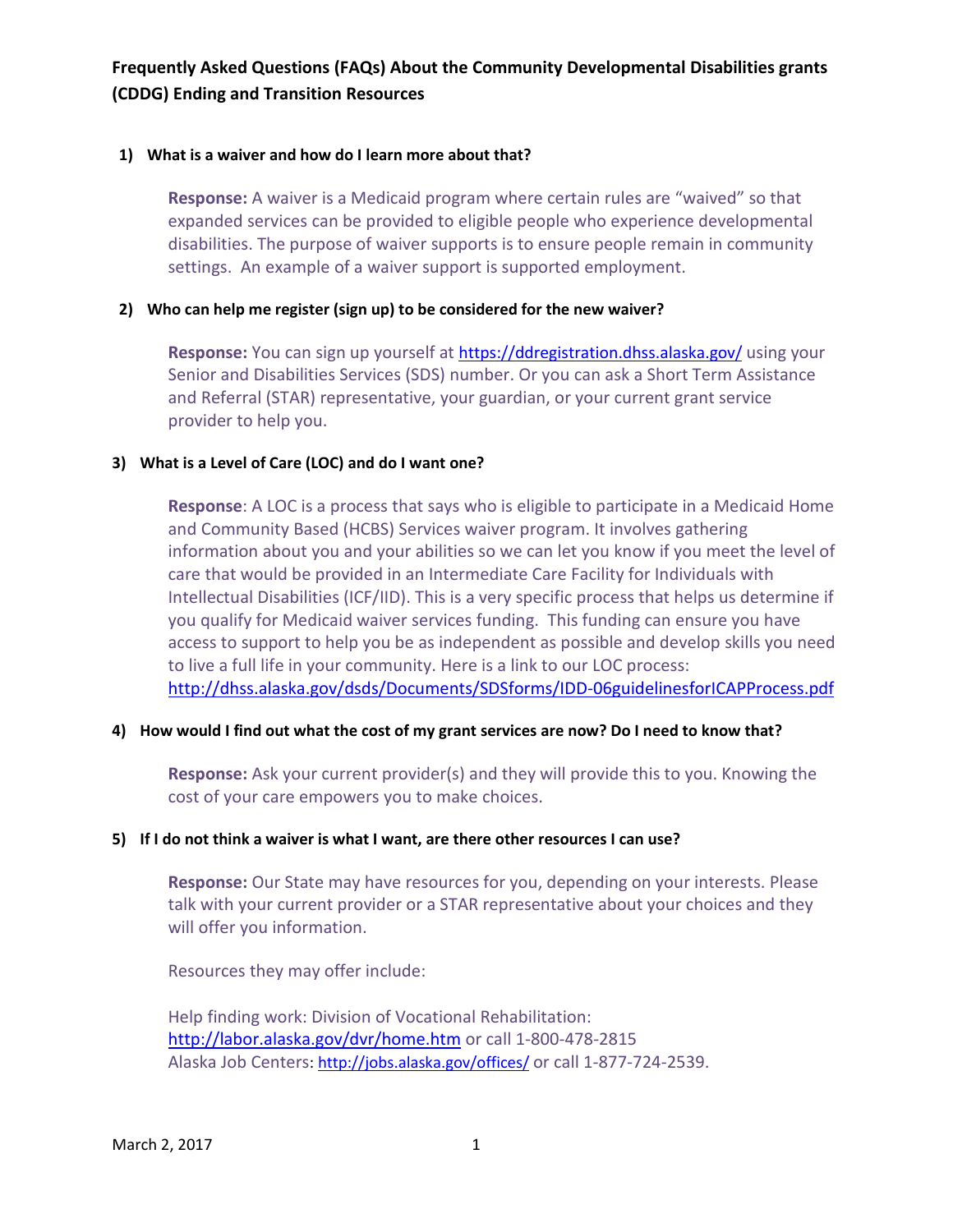# Frequently Asked Questions (FAQs) About the Community Developmental Disabilities grants (CDDG) Ending and Transition Resources

### 1) What is a waiver and how do I learn more about that?

**Response:** A waiver is a Medicaid program where certain rules are "waived" so that expanded services can be provided to eligible people who experience developmental disabilities. The purpose of waiver supports is to ensure people remain in community settings. An example of a waiver support is supported employment.

### 2) Who can help me register (sign up) to be considered for the new waiver?

**Response:** You can sign up yourself at https://ddregistration.dhss.alaska.gov/ using your Senior and Disabilities Services (SDS) number. Or you can ask a Short Term Assistance and Referral (STAR) representative, your guardian, or your current grant service provider to help you.

### 3) What is a Level of Care (LOC) and do I want one?

**Response**: A LOC is a process that says who is eligible to participate in a Medicaid Home and Community Based (HCBS) Services waiver program. It involves gathering information about you and your abilities so we can let you know if you meet the level of care that would be provided in an Intermediate Care Facility for Individuals with Intellectual Disabilities (ICF/IID). This is a very specific process that helps us determine if you qualify for Medicaid waiver services funding. This funding can ensure you have access to support to help you be as independent as possible and develop skills you need to live a full life in your community. Here is a link to our LOC process: http://dhss.alaska.gov/dsds/Documents/SDSforms/IDD-06guidelinesforICAPProcess.pdf

### 4) How would I find out what the cost of my grant services are now? Do I need to know that?

**Response:** Ask your current provider(s) and they will provide this to you. Knowing the cost of your care empowers you to make choices.

### 5) If I do not think a waiver is what I want, are there other resources I can use?

**Response:** Our State may have resources for you, depending on your interests. Please talk with your current provider or a STAR representative about your choices and they will offer you information.

Resources they may offer include:

Help finding work: Division of Vocational Rehabilitation: http://labor.alaska.gov/dvr/home.htm or call 1-800-478-2815
Alaska Job Centers: http://jobs.alaska.gov/offices/ or call 1-877-724-2539.

March 2, 2017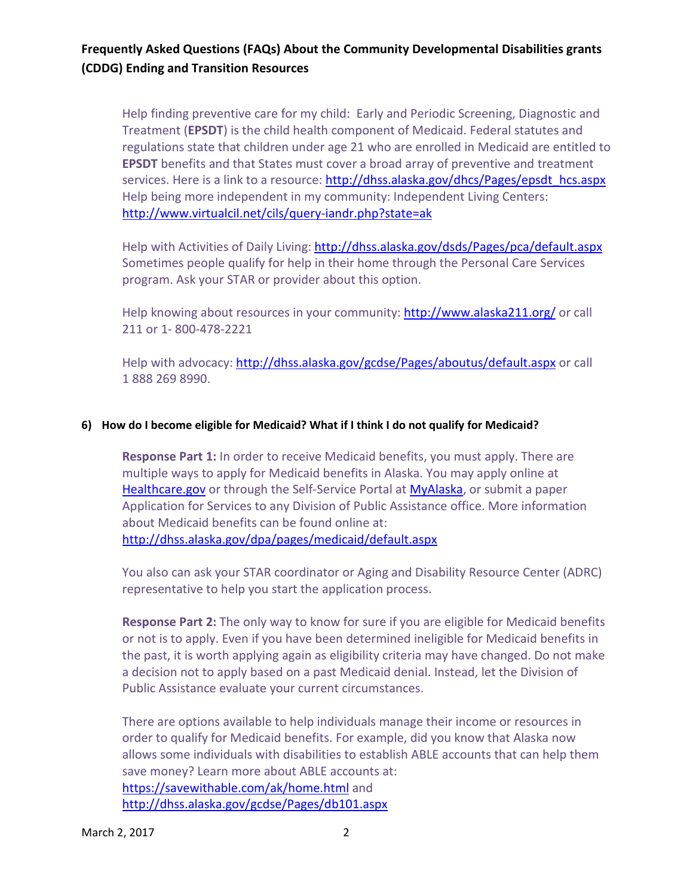Help finding preventive care for my child: Early and Periodic Screening, Diagnostic and Treatment (**EPSDT**) is the child health component of Medicaid. Federal statutes and regulations state that children under age 21 who are enrolled in Medicaid are entitled to **EPSDT** benefits and that States must cover a broad array of preventive and treatment services. Here is a link to a resource: http://dhss.alaska.gov/dhcs/Pages/epsdt_hcs.aspx
Help being more independent in my community: Independent Living Centers: http://www.virtualcil.net/cils/query-iandr.php?state=ak

Help with Activities of Daily Living: http://dhss.alaska.gov/dsds/Pages/pca/default.aspx
Sometimes people qualify for help in their home through the Personal Care Services program. Ask your STAR or provider about this option.

Help knowing about resources in your community: http://www.alaska211.org/ or call 211 or 1- 800-478-2221

Help with advocacy: http://dhss.alaska.gov/gcdse/Pages/aboutus/default.aspx or call 1 888 269 8990.

#### 6) How do I become eligible for Medicaid? What if I think I do not qualify for Medicaid?

**Response Part 1:** In order to receive Medicaid benefits, you must apply. There are multiple ways to apply for Medicaid benefits in Alaska. You may apply online at Healthcare.gov or through the Self-Service Portal at MyAlaska, or submit a paper Application for Services to any Division of Public Assistance office. More information about Medicaid benefits can be found online at: http://dhss.alaska.gov/dpa/pages/medicaid/default.aspx

You also can ask your STAR coordinator or Aging and Disability Resource Center (ADRC) representative to help you start the application process.

**Response Part 2:** The only way to know for sure if you are eligible for Medicaid benefits or not is to apply. Even if you have been determined ineligible for Medicaid benefits in the past, it is worth applying again as eligibility criteria may have changed. Do not make a decision not to apply based on a past Medicaid denial. Instead, let the Division of Public Assistance evaluate your current circumstances.

There are options available to help individuals manage their income or resources in order to qualify for Medicaid benefits. For example, did you know that Alaska now allows some individuals with disabilities to establish ABLE accounts that can help them save money? Learn more about ABLE accounts at: https://savewithable.com/ak/home.html and http://dhss.alaska.gov/gcdse/Pages/db101.aspx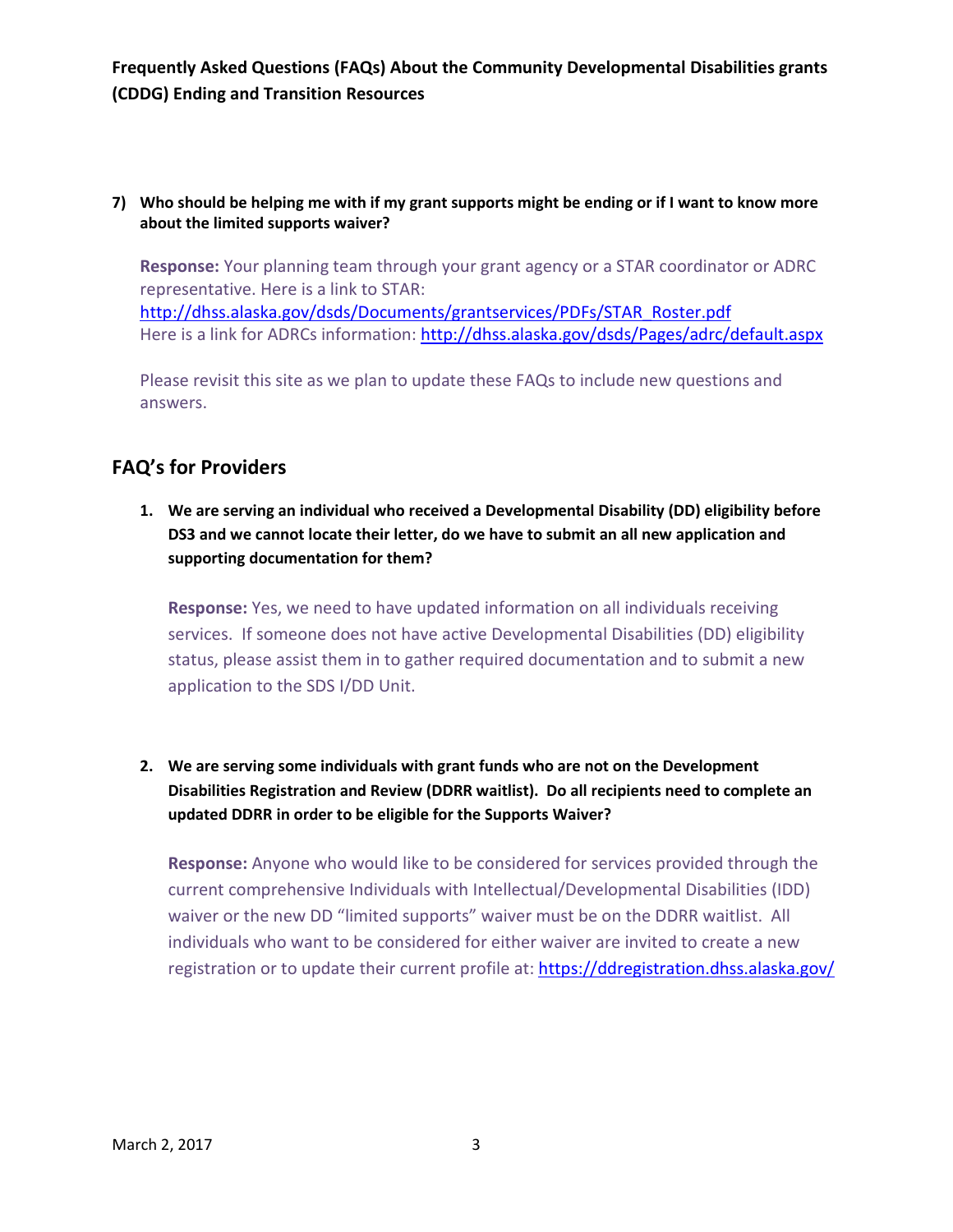**7) Who should be helping me with if my grant supports might be ending or if I want to know more about the limited supports waiver?**

**Response:** Your planning team through your grant agency or a STAR coordinator or ADRC representative. Here is a link to STAR: http://dhss.alaska.gov/dsds/Documents/grantservices/PDFs/STAR_Roster.pdf
Here is a link for ADRCs information: http://dhss.alaska.gov/dsds/Pages/adrc/default.aspx

Please revisit this site as we plan to update these FAQs to include new questions and answers.

## FAQ's for Providers

**1. We are serving an individual who received a Developmental Disability (DD) eligibility before DS3 and we cannot locate their letter, do we have to submit an all new application and supporting documentation for them?**

**Response:** Yes, we need to have updated information on all individuals receiving services. If someone does not have active Developmental Disabilities (DD) eligibility status, please assist them in to gather required documentation and to submit a new application to the SDS I/DD Unit.

**2. We are serving some individuals with grant funds who are not on the Development Disabilities Registration and Review (DDRR waitlist). Do all recipients need to complete an updated DDRR in order to be eligible for the Supports Waiver?**

**Response:** Anyone who would like to be considered for services provided through the current comprehensive Individuals with Intellectual/Developmental Disabilities (IDD) waiver or the new DD "limited supports" waiver must be on the DDRR waitlist. All individuals who want to be considered for either waiver are invited to create a new registration or to update their current profile at: https://ddregistration.dhss.alaska.gov/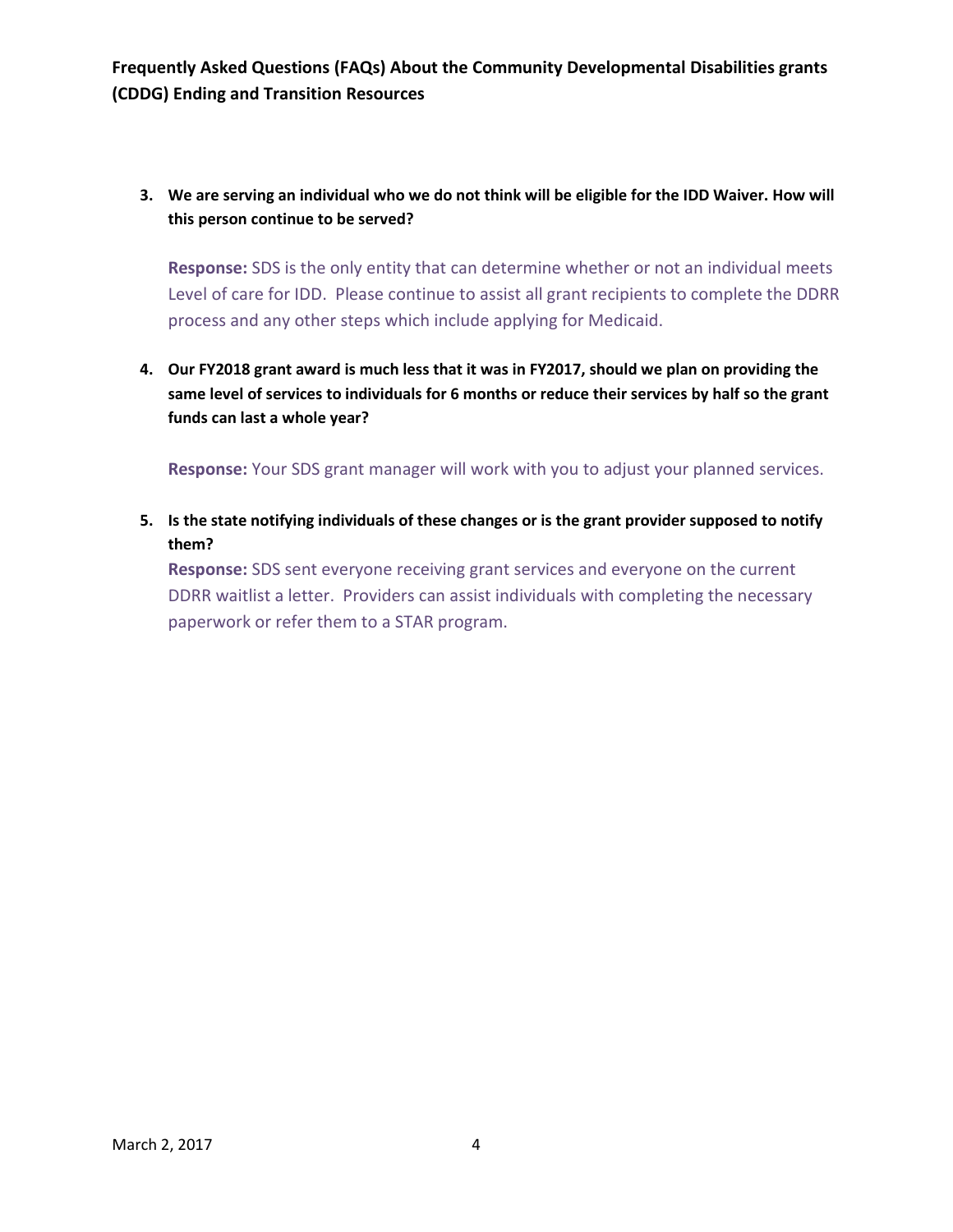3. **We are serving an individual who we do not think will be eligible for the IDD Waiver. How will this person continue to be served?**

   **Response:** SDS is the only entity that can determine whether or not an individual meets Level of care for IDD. Please continue to assist all grant recipients to complete the DDRR process and any other steps which include applying for Medicaid.

4. **Our FY2018 grant award is much less that it was in FY2017, should we plan on providing the same level of services to individuals for 6 months or reduce their services by half so the grant funds can last a whole year?**

   **Response:** Your SDS grant manager will work with you to adjust your planned services.

5. **Is the state notifying individuals of these changes or is the grant provider supposed to notify them?**

   **Response:** SDS sent everyone receiving grant services and everyone on the current DDRR waitlist a letter. Providers can assist individuals with completing the necessary paperwork or refer them to a STAR program.

March 2, 2017